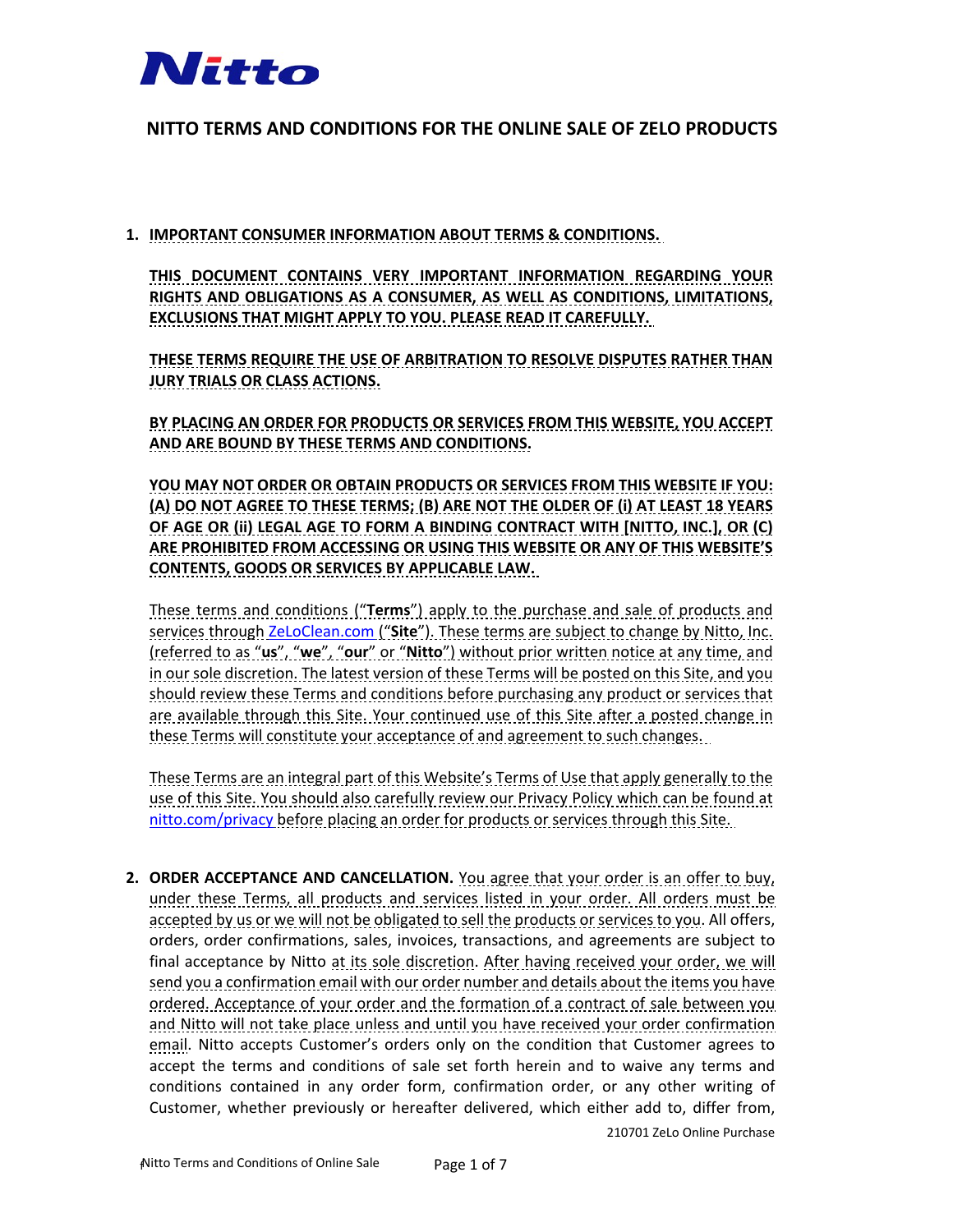Nitto

# NITTO TERMS AND CONDITIONS FOR THE ONLINE SALE OF ZELO PRODUCTS

1. **IMPORTANT CONSUMER INFORMATION ABOUT TERMS & CONDITIONS.**

   **THIS DOCUMENT CONTAINS VERY IMPORTANT INFORMATION REGARDING YOUR RIGHTS AND OBLIGATIONS AS A CONSUMER, AS WELL AS CONDITIONS, LIMITATIONS, EXCLUSIONS THAT MIGHT APPLY TO YOU. PLEASE READ IT CAREFULLY.**

   **THESE TERMS REQUIRE THE USE OF ARBITRATION TO RESOLVE DISPUTES RATHER THAN JURY TRIALS OR CLASS ACTIONS.**

   **BY PLACING AN ORDER FOR PRODUCTS OR SERVICES FROM THIS WEBSITE, YOU ACCEPT AND ARE BOUND BY THESE TERMS AND CONDITIONS.**

   **YOU MAY NOT ORDER OR OBTAIN PRODUCTS OR SERVICES FROM THIS WEBSITE IF YOU: (A) DO NOT AGREE TO THESE TERMS; (B) ARE NOT THE OLDER OF (i) AT LEAST 18 YEARS OF AGE OR (ii) LEGAL AGE TO FORM A BINDING CONTRACT WITH [NITTO, INC.], OR (C) ARE PROHIBITED FROM ACCESSING OR USING THIS WEBSITE OR ANY OF THIS WEBSITE'S CONTENTS, GOODS OR SERVICES BY APPLICABLE LAW.**

   These terms and conditions ("**Terms**") apply to the purchase and sale of products and services through ZeLoClean.com ("**Site**"). These terms are subject to change by Nitto, Inc. (referred to as "**us**", "**we**", "**our**" or "**Nitto**") without prior written notice at any time, and in our sole discretion. The latest version of these Terms will be posted on this Site, and you should review these Terms and conditions before purchasing any product or services that are available through this Site. Your continued use of this Site after a posted change in these Terms will constitute your acceptance of and agreement to such changes.

   These Terms are an integral part of this Website's Terms of Use that apply generally to the use of this Site. You should also carefully review our Privacy Policy which can be found at nitto.com/privacy before placing an order for products or services through this Site.

2. **ORDER ACCEPTANCE AND CANCELLATION.** You agree that your order is an offer to buy, under these Terms, all products and services listed in your order. All orders must be accepted by us or we will not be obligated to sell the products or services to you. All offers, orders, order confirmations, sales, invoices, transactions, and agreements are subject to final acceptance by Nitto at its sole discretion. After having received your order, we will send you a confirmation email with our order number and details about the items you have ordered. Acceptance of your order and the formation of a contract of sale between you and Nitto will not take place unless and until you have received your order confirmation email. Nitto accepts Customer's orders only on the condition that Customer agrees to accept the terms and conditions of sale set forth herein and to waive any terms and conditions contained in any order form, confirmation order, or any other writing of Customer, whether previously or hereafter delivered, which either add to, differ from,

210701 ZeLo Online Purchase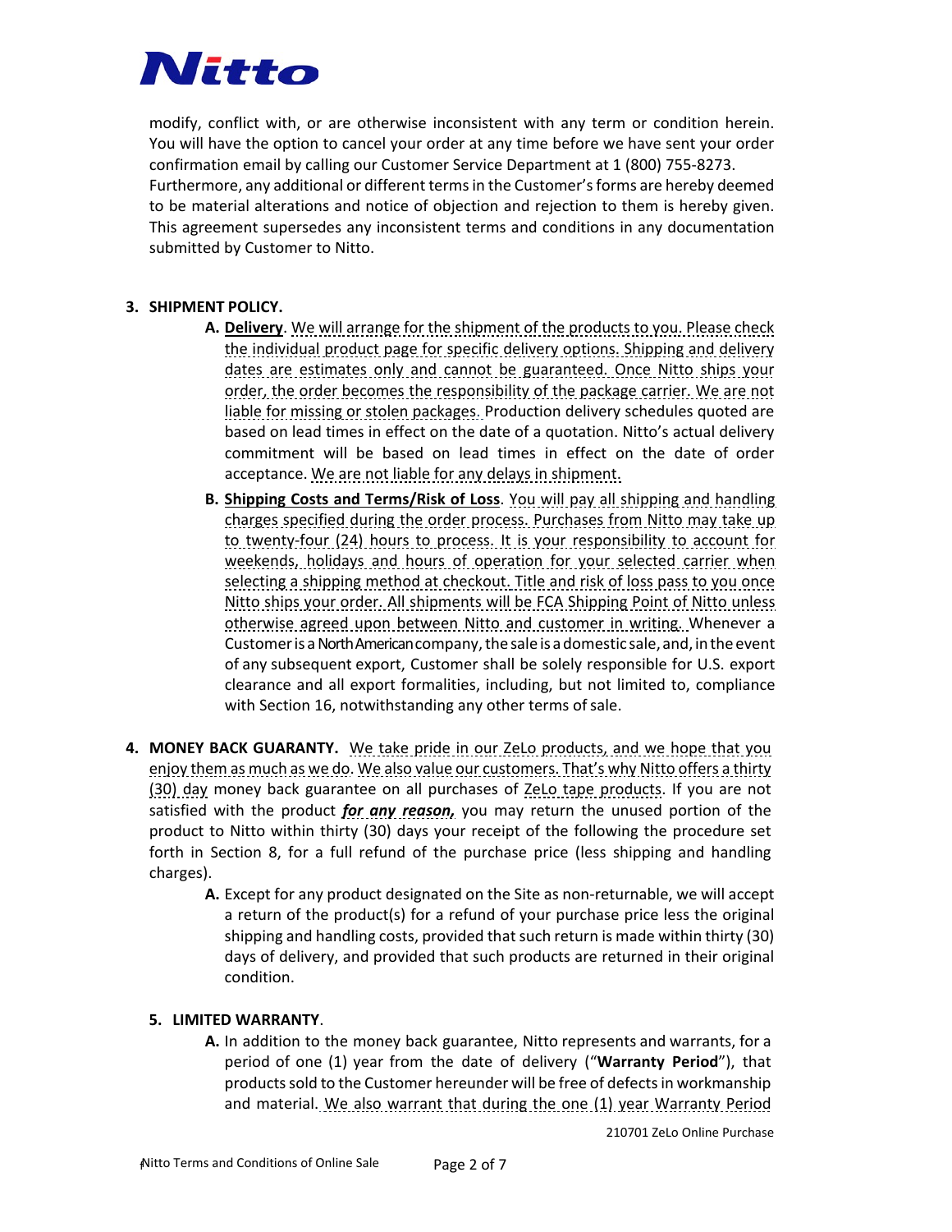modify, conflict with, or are otherwise inconsistent with any term or condition herein. You will have the option to cancel your order at any time before we have sent your order confirmation email by calling our Customer Service Department at 1 (800) 755-8273. Furthermore, any additional or different terms in the Customer's forms are hereby deemed to be material alterations and notice of objection and rejection to them is hereby given. This agreement supersedes any inconsistent terms and conditions in any documentation submitted by Customer to Nitto.

3. **SHIPMENT POLICY.**

   **A. Delivery**. We will arrange for the shipment of the products to you. Please check the individual product page for specific delivery options. Shipping and delivery dates are estimates only and cannot be guaranteed. Once Nitto ships your order, the order becomes the responsibility of the package carrier. We are not liable for missing or stolen packages. Production delivery schedules quoted are based on lead times in effect on the date of a quotation. Nitto's actual delivery commitment will be based on lead times in effect on the date of order acceptance. We are not liable for any delays in shipment.

   **B. Shipping Costs and Terms/Risk of Loss**. You will pay all shipping and handling charges specified during the order process. Purchases from Nitto may take up to twenty-four (24) hours to process. It is your responsibility to account for weekends, holidays and hours of operation for your selected carrier when selecting a shipping method at checkout. Title and risk of loss pass to you once Nitto ships your order. All shipments will be FCA Shipping Point of Nitto unless otherwise agreed upon between Nitto and customer in writing. Whenever a Customer is a North American company, the sale is a domestic sale, and, in the event of any subsequent export, Customer shall be solely responsible for U.S. export clearance and all export formalities, including, but not limited to, compliance with Section 16, notwithstanding any other terms of sale.

4. **MONEY BACK GUARANTY.** We take pride in our ZeLo products, and we hope that you enjoy them as much as we do. We also value our customers. That's why Nitto offers a thirty (30) day money back guarantee on all purchases of ZeLo tape products. If you are not satisfied with the product ***for any reason,*** you may return the unused portion of the product to Nitto within thirty (30) days your receipt of the following the procedure set forth in Section 8, for a full refund of the purchase price (less shipping and handling charges).

   **A.** Except for any product designated on the Site as non-returnable, we will accept a return of the product(s) for a refund of your purchase price less the original shipping and handling costs, provided that such return is made within thirty (30) days of delivery, and provided that such products are returned in their original condition.

5. **LIMITED WARRANTY**.

   **A.** In addition to the money back guarantee, Nitto represents and warrants, for a period of one (1) year from the date of delivery ("**Warranty Period**"), that products sold to the Customer hereunder will be free of defects in workmanship and material. We also warrant that during the one (1) year Warranty Period

210701 ZeLo Online Purchase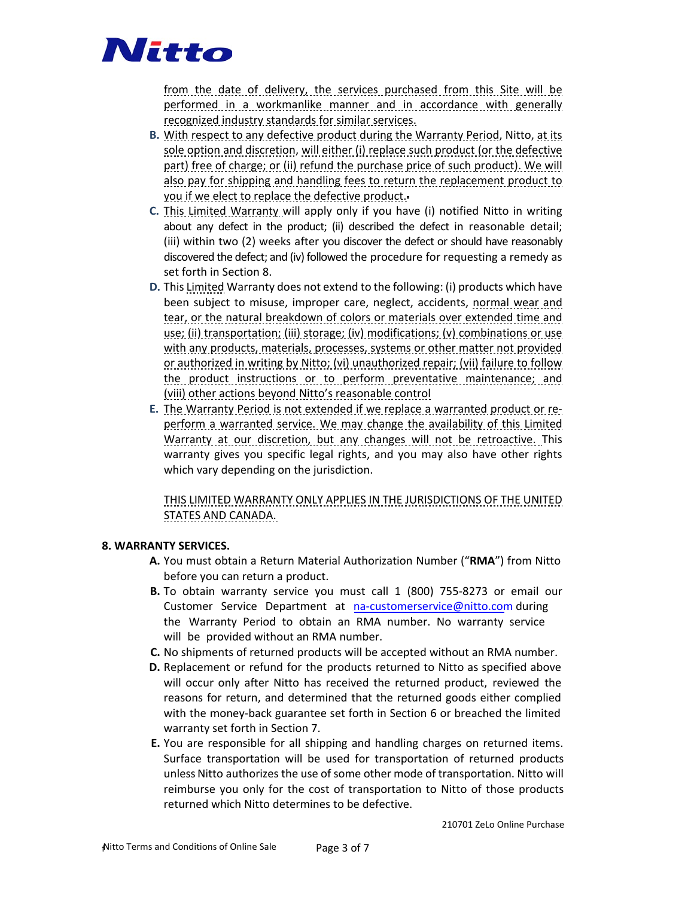from the date of delivery, the services purchased from this Site will be performed in a workmanlike manner and in accordance with generally recognized industry standards for similar services.

**B.** With respect to any defective product during the Warranty Period, Nitto, at its sole option and discretion, will either (i) replace such product (or the defective part) free of charge; or (ii) refund the purchase price of such product). We will also pay for shipping and handling fees to return the replacement product to you if we elect to replace the defective product.

**C.** This Limited Warranty will apply only if you have (i) notified Nitto in writing about any defect in the product; (ii) described the defect in reasonable detail; (iii) within two (2) weeks after you discover the defect or should have reasonably discovered the defect; and (iv) followed the procedure for requesting a remedy as set forth in Section 8.

**D.** This Limited Warranty does not extend to the following: (i) products which have been subject to misuse, improper care, neglect, accidents, normal wear and tear, or the natural breakdown of colors or materials over extended time and use; (ii) transportation; (iii) storage; (iv) modifications; (v) combinations or use with any products, materials, processes, systems or other matter not provided or authorized in writing by Nitto; (vi) unauthorized repair; (vii) failure to follow the product instructions or to perform preventative maintenance; and (viii) other actions beyond Nitto's reasonable control

**E.** The Warranty Period is not extended if we replace a warranted product or re-perform a warranted service. We may change the availability of this Limited Warranty at our discretion, but any changes will not be retroactive. This warranty gives you specific legal rights, and you may also have other rights which vary depending on the jurisdiction.

THIS LIMITED WARRANTY ONLY APPLIES IN THE JURISDICTIONS OF THE UNITED STATES AND CANADA.

**8. WARRANTY SERVICES.**

**A.** You must obtain a Return Material Authorization Number ("**RMA**") from Nitto before you can return a product.

**B.** To obtain warranty service you must call 1 (800) 755-8273 or email our Customer Service Department at na-customerservice@nitto.com during the Warranty Period to obtain an RMA number. No warranty service will be provided without an RMA number.

**C.** No shipments of returned products will be accepted without an RMA number.

**D.** Replacement or refund for the products returned to Nitto as specified above will occur only after Nitto has received the returned product, reviewed the reasons for return, and determined that the returned goods either complied with the money-back guarantee set forth in Section 6 or breached the limited warranty set forth in Section 7.

**E.** You are responsible for all shipping and handling charges on returned items. Surface transportation will be used for transportation of returned products unless Nitto authorizes the use of some other mode of transportation. Nitto will reimburse you only for the cost of transportation to Nitto of those products returned which Nitto determines to be defective.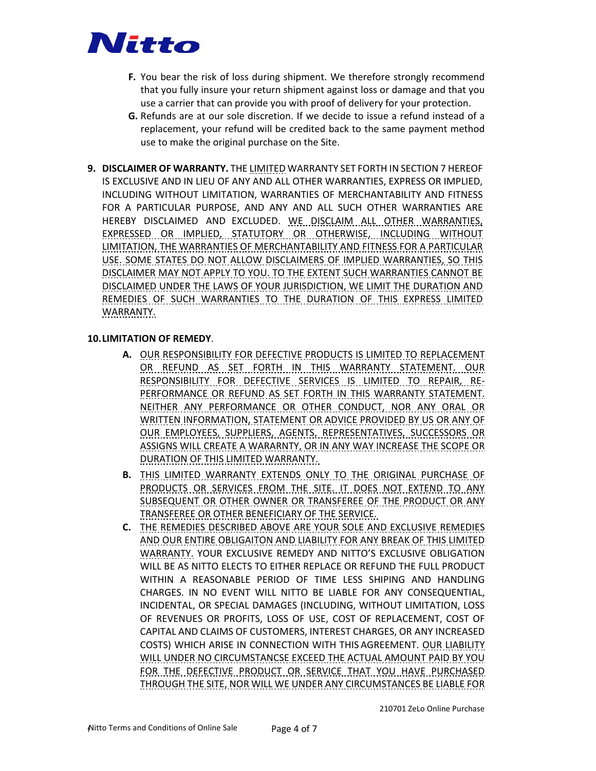F. You bear the risk of loss during shipment. We therefore strongly recommend that you fully insure your return shipment against loss or damage and that you use a carrier that can provide you with proof of delivery for your protection.

G. Refunds are at our sole discretion. If we decide to issue a refund instead of a replacement, your refund will be credited back to the same payment method use to make the original purchase on the Site.

9. **DISCLAIMER OF WARRANTY.** THE LIMITED WARRANTY SET FORTH IN SECTION 7 HEREOF IS EXCLUSIVE AND IN LIEU OF ANY AND ALL OTHER WARRANTIES, EXPRESS OR IMPLIED, INCLUDING WITHOUT LIMITATION, WARRANTIES OF MERCHANTABILITY AND FITNESS FOR A PARTICULAR PURPOSE, AND ANY AND ALL SUCH OTHER WARRANTIES ARE HEREBY DISCLAIMED AND EXCLUDED. WE DISCLAIM ALL OTHER WARRANTIES, EXPRESSED OR IMPLIED, STATUTORY OR OTHERWISE, INCLUDING WITHOUT LIMITATION, THE WARRANTIES OF MERCHANTABILITY AND FITNESS FOR A PARTICULAR USE. SOME STATES DO NOT ALLOW DISCLAIMERS OF IMPLIED WARRANTIES, SO THIS DISCLAIMER MAY NOT APPLY TO YOU. TO THE EXTENT SUCH WARRANTIES CANNOT BE DISCLAIMED UNDER THE LAWS OF YOUR JURISDICTION, WE LIMIT THE DURATION AND REMEDIES OF SUCH WARRANTIES TO THE DURATION OF THIS EXPRESS LIMITED WARRANTY.

10. **LIMITATION OF REMEDY**.

A. OUR RESPONSIBILITY FOR DEFECTIVE PRODUCTS IS LIMITED TO REPLACEMENT OR REFUND AS SET FORTH IN THIS WARRANTY STATEMENT. OUR RESPONSIBILITY FOR DEFECTIVE SERVICES IS LIMITED TO REPAIR, RE-PERFORMANCE OR REFUND AS SET FORTH IN THIS WARRANTY STATEMENT. NEITHER ANY PERFORMANCE OR OTHER CONDUCT, NOR ANY ORAL OR WRITTEN INFORMATION, STATEMENT OR ADVICE PROVIDED BY US OR ANY OF OUR EMPLOYEES, SUPPLIERS, AGENTS, REPRESENTATIVES, SUCCESSORS OR ASSIGNS WILL CREATE A WARARNTY, OR IN ANY WAY INCREASE THE SCOPE OR DURATION OF THIS LIMITED WARRANTY.

B. THIS LIMITED WARRANTY EXTENDS ONLY TO THE ORIGINAL PURCHASE OF PRODUCTS OR SERVICES FROM THE SITE. IT DOES NOT EXTEND TO ANY SUBSEQUENT OR OTHER OWNER OR TRANSFEREE OF THE PRODUCT OR ANY TRANSFEREE OR OTHER BENEFICIARY OF THE SERVICE.

C. THE REMEDIES DESCRIBED ABOVE ARE YOUR SOLE AND EXCLUSIVE REMEDIES AND OUR ENTIRE OBLIGAITON AND LIABILITY FOR ANY BREAK OF THIS LIMITED WARRANTY. YOUR EXCLUSIVE REMEDY AND NITTO'S EXCLUSIVE OBLIGATION WILL BE AS NITTO ELECTS TO EITHER REPLACE OR REFUND THE FULL PRODUCT WITHIN A REASONABLE PERIOD OF TIME LESS SHIPING AND HANDLING CHARGES. IN NO EVENT WILL NITTO BE LIABLE FOR ANY CONSEQUENTIAL, INCIDENTAL, OR SPECIAL DAMAGES (INCLUDING, WITHOUT LIMITATION, LOSS OF REVENUES OR PROFITS, LOSS OF USE, COST OF REPLACEMENT, COST OF CAPITAL AND CLAIMS OF CUSTOMERS, INTEREST CHARGES, OR ANY INCREASED COSTS) WHICH ARISE IN CONNECTION WITH THIS AGREEMENT. OUR LIABILITY WILL UNDER NO CIRCUMSTANCSE EXCEED THE ACTUAL AMOUNT PAID BY YOU FOR THE DEFECTIVE PRODUCT OR SERVICE THAT YOU HAVE PURCHASED THROUGH THE SITE, NOR WILL WE UNDER ANY CIRCUMSTANCES BE LIABLE FOR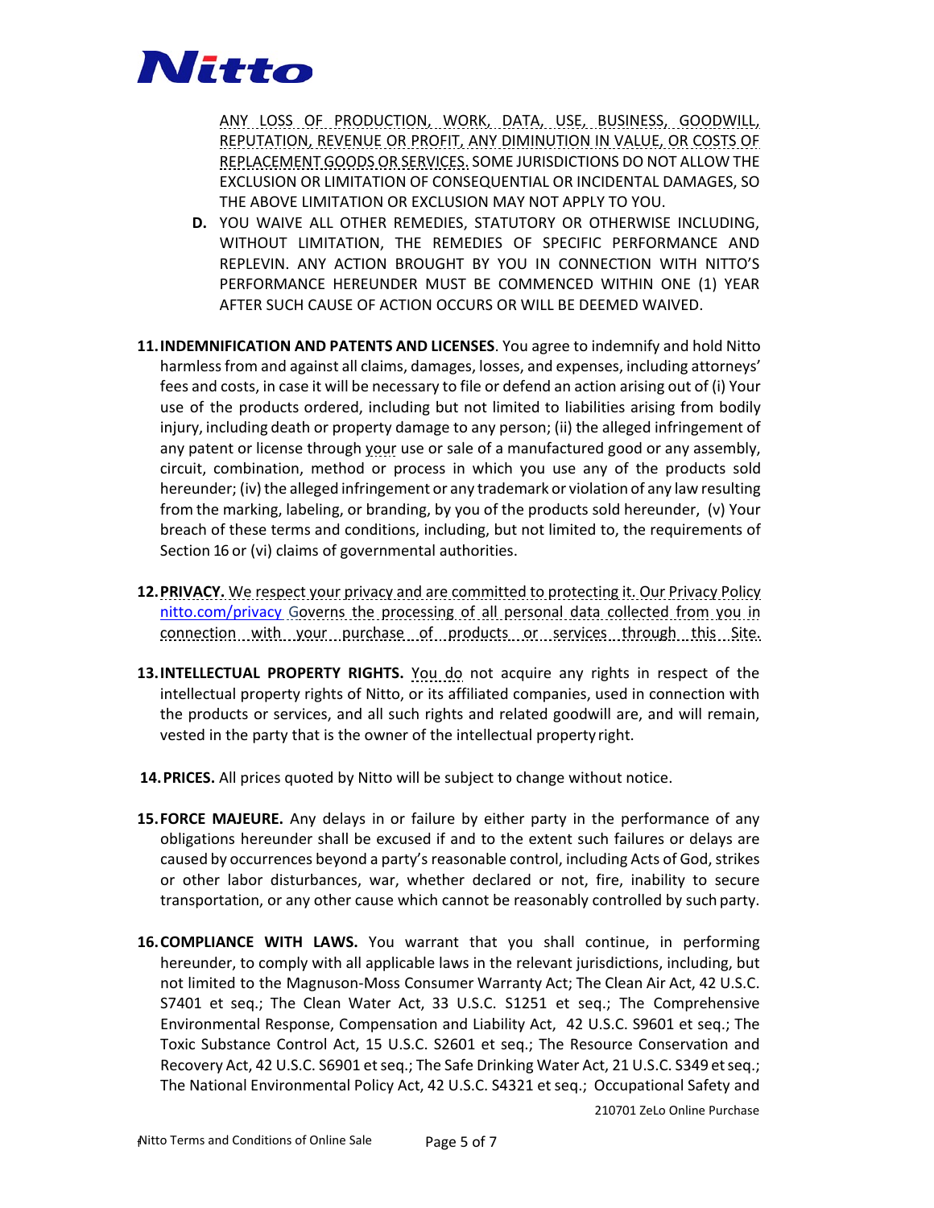ANY LOSS OF PRODUCTION, WORK, DATA, USE, BUSINESS, GOODWILL, REPUTATION, REVENUE OR PROFIT, ANY DIMINUTION IN VALUE, OR COSTS OF REPLACEMENT GOODS OR SERVICES. SOME JURISDICTIONS DO NOT ALLOW THE EXCLUSION OR LIMITATION OF CONSEQUENTIAL OR INCIDENTAL DAMAGES, SO THE ABOVE LIMITATION OR EXCLUSION MAY NOT APPLY TO YOU.

**D.** YOU WAIVE ALL OTHER REMEDIES, STATUTORY OR OTHERWISE INCLUDING, WITHOUT LIMITATION, THE REMEDIES OF SPECIFIC PERFORMANCE AND REPLEVIN. ANY ACTION BROUGHT BY YOU IN CONNECTION WITH NITTO'S PERFORMANCE HEREUNDER MUST BE COMMENCED WITHIN ONE (1) YEAR AFTER SUCH CAUSE OF ACTION OCCURS OR WILL BE DEEMED WAIVED.

**11. INDEMNIFICATION AND PATENTS AND LICENSES**. You agree to indemnify and hold Nitto harmless from and against all claims, damages, losses, and expenses, including attorneys' fees and costs, in case it will be necessary to file or defend an action arising out of (i) Your use of the products ordered, including but not limited to liabilities arising from bodily injury, including death or property damage to any person; (ii) the alleged infringement of any patent or license through your use or sale of a manufactured good or any assembly, circuit, combination, method or process in which you use any of the products sold hereunder; (iv) the alleged infringement or any trademark or violation of any law resulting from the marking, labeling, or branding, by you of the products sold hereunder, (v) Your breach of these terms and conditions, including, but not limited to, the requirements of Section 16 or (vi) claims of governmental authorities.

**12. PRIVACY.** We respect your privacy and are committed to protecting it. Our Privacy Policy nitto.com/privacy Governs the processing of all personal data collected from you in connection with your purchase of products or services through this Site.

**13. INTELLECTUAL PROPERTY RIGHTS.** You do not acquire any rights in respect of the intellectual property rights of Nitto, or its affiliated companies, used in connection with the products or services, and all such rights and related goodwill are, and will remain, vested in the party that is the owner of the intellectual property right.

**14. PRICES.** All prices quoted by Nitto will be subject to change without notice.

**15. FORCE MAJEURE.** Any delays in or failure by either party in the performance of any obligations hereunder shall be excused if and to the extent such failures or delays are caused by occurrences beyond a party's reasonable control, including Acts of God, strikes or other labor disturbances, war, whether declared or not, fire, inability to secure transportation, or any other cause which cannot be reasonably controlled by such party.

**16. COMPLIANCE WITH LAWS.** You warrant that you shall continue, in performing hereunder, to comply with all applicable laws in the relevant jurisdictions, including, but not limited to the Magnuson-Moss Consumer Warranty Act; The Clean Air Act, 42 U.S.C. S7401 et seq.; The Clean Water Act, 33 U.S.C. S1251 et seq.; The Comprehensive Environmental Response, Compensation and Liability Act, 42 U.S.C. S9601 et seq.; The Toxic Substance Control Act, 15 U.S.C. S2601 et seq.; The Resource Conservation and Recovery Act, 42 U.S.C. S6901 et seq.; The Safe Drinking Water Act, 21 U.S.C. S349 et seq.; The National Environmental Policy Act, 42 U.S.C. S4321 et seq.; Occupational Safety and

210701 ZeLo Online Purchase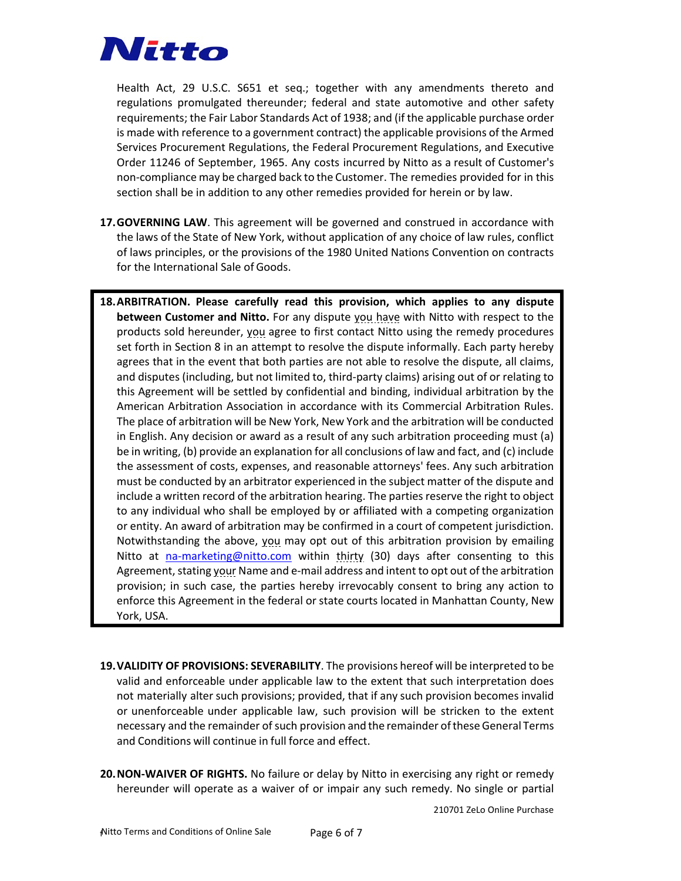Health Act, 29 U.S.C. S651 et seq.; together with any amendments thereto and regulations promulgated thereunder; federal and state automotive and other safety requirements; the Fair Labor Standards Act of 1938; and (if the applicable purchase order is made with reference to a government contract) the applicable provisions of the Armed Services Procurement Regulations, the Federal Procurement Regulations, and Executive Order 11246 of September, 1965. Any costs incurred by Nitto as a result of Customer's non-compliance may be charged back to the Customer. The remedies provided for in this section shall be in addition to any other remedies provided for herein or by law.

17. **GOVERNING LAW**. This agreement will be governed and construed in accordance with the laws of the State of New York, without application of any choice of law rules, conflict of laws principles, or the provisions of the 1980 United Nations Convention on contracts for the International Sale of Goods.

18. **ARBITRATION. Please carefully read this provision, which applies to any dispute between Customer and Nitto.** For any dispute you have with Nitto with respect to the products sold hereunder, you agree to first contact Nitto using the remedy procedures set forth in Section 8 in an attempt to resolve the dispute informally. Each party hereby agrees that in the event that both parties are not able to resolve the dispute, all claims, and disputes (including, but not limited to, third-party claims) arising out of or relating to this Agreement will be settled by confidential and binding, individual arbitration by the American Arbitration Association in accordance with its Commercial Arbitration Rules. The place of arbitration will be New York, New York and the arbitration will be conducted in English. Any decision or award as a result of any such arbitration proceeding must (a) be in writing, (b) provide an explanation for all conclusions of law and fact, and (c) include the assessment of costs, expenses, and reasonable attorneys' fees. Any such arbitration must be conducted by an arbitrator experienced in the subject matter of the dispute and include a written record of the arbitration hearing. The parties reserve the right to object to any individual who shall be employed by or affiliated with a competing organization or entity. An award of arbitration may be confirmed in a court of competent jurisdiction. Notwithstanding the above, you may opt out of this arbitration provision by emailing Nitto at na-marketing@nitto.com within thirty (30) days after consenting to this Agreement, stating your Name and e-mail address and intent to opt out of the arbitration provision; in such case, the parties hereby irrevocably consent to bring any action to enforce this Agreement in the federal or state courts located in Manhattan County, New York, USA.

19. **VALIDITY OF PROVISIONS: SEVERABILITY**. The provisions hereof will be interpreted to be valid and enforceable under applicable law to the extent that such interpretation does not materially alter such provisions; provided, that if any such provision becomes invalid or unenforceable under applicable law, such provision will be stricken to the extent necessary and the remainder of such provision and the remainder of these General Terms and Conditions will continue in full force and effect.

20. **NON-WAIVER OF RIGHTS.** No failure or delay by Nitto in exercising any right or remedy hereunder will operate as a waiver of or impair any such remedy. No single or partial

210701 ZeLo Online Purchase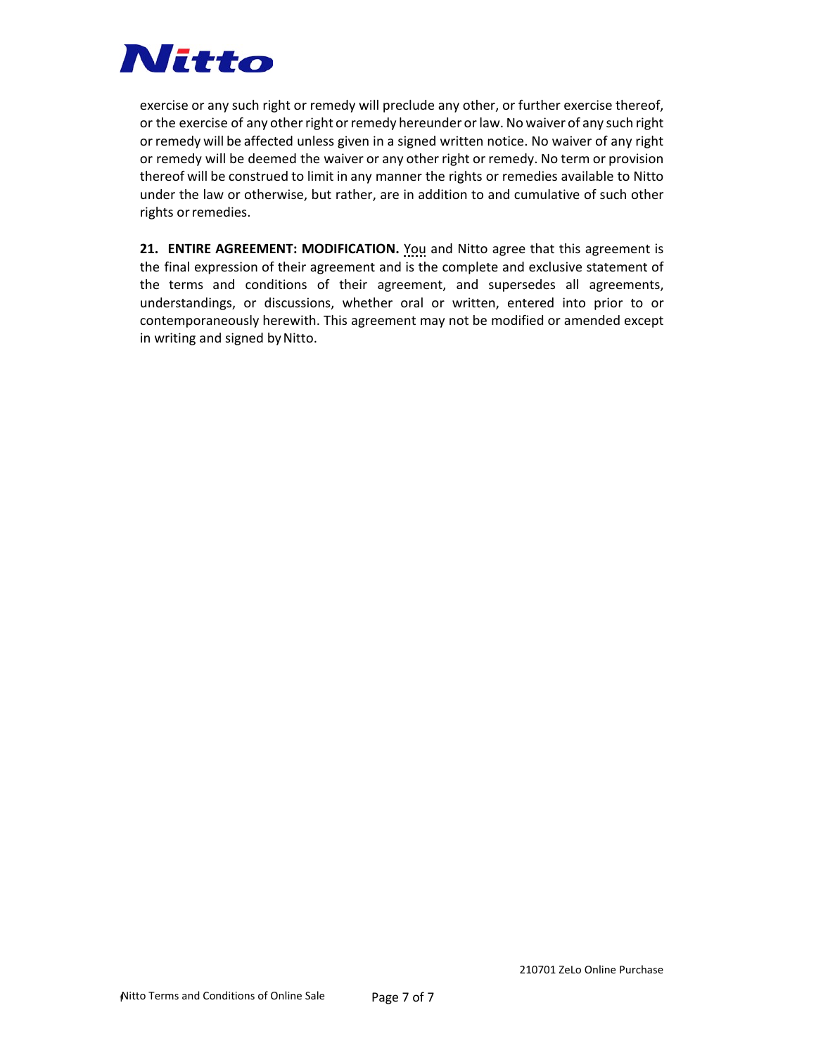exercise or any such right or remedy will preclude any other, or further exercise thereof, or the exercise of any other right or remedy hereunder or law. No waiver of any such right or remedy will be affected unless given in a signed written notice. No waiver of any right or remedy will be deemed the waiver or any other right or remedy. No term or provision thereof will be construed to limit in any manner the rights or remedies available to Nitto under the law or otherwise, but rather, are in addition to and cumulative of such other rights or remedies.

**21. ENTIRE AGREEMENT: MODIFICATION.** You and Nitto agree that this agreement is the final expression of their agreement and is the complete and exclusive statement of the terms and conditions of their agreement, and supersedes all agreements, understandings, or discussions, whether oral or written, entered into prior to or contemporaneously herewith. This agreement may not be modified or amended except in writing and signed by Nitto.